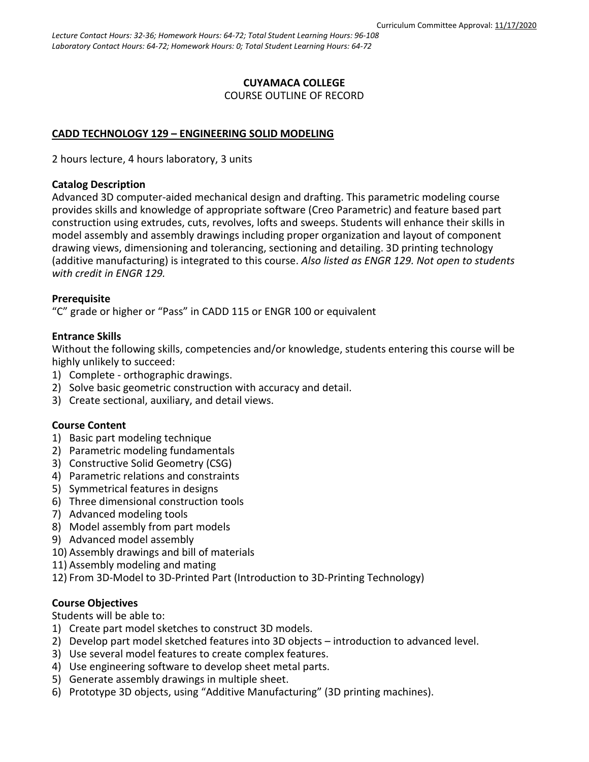Curriculum Committee Approval: 11/17/2020

*Lecture Contact Hours: 32-36; Homework Hours: 64-72; Total Student Learning Hours: 96-108*
*Laboratory Contact Hours: 64-72; Homework Hours: 0; Total Student Learning Hours: 64-72*

**CUYAMACA COLLEGE**
COURSE OUTLINE OF RECORD

**CADD TECHNOLOGY 129 – ENGINEERING SOLID MODELING**

2 hours lecture, 4 hours laboratory, 3 units

**Catalog Description**
Advanced 3D computer-aided mechanical design and drafting. This parametric modeling course provides skills and knowledge of appropriate software (Creo Parametric) and feature based part construction using extrudes, cuts, revolves, lofts and sweeps. Students will enhance their skills in model assembly and assembly drawings including proper organization and layout of component drawing views, dimensioning and tolerancing, sectioning and detailing. 3D printing technology (additive manufacturing) is integrated to this course. *Also listed as ENGR 129. Not open to students with credit in ENGR 129.*

**Prerequisite**
"C" grade or higher or "Pass" in CADD 115 or ENGR 100 or equivalent

**Entrance Skills**
Without the following skills, competencies and/or knowledge, students entering this course will be highly unlikely to succeed:
1) Complete - orthographic drawings.
2) Solve basic geometric construction with accuracy and detail.
3) Create sectional, auxiliary, and detail views.

**Course Content**
1) Basic part modeling technique
2) Parametric modeling fundamentals
3) Constructive Solid Geometry (CSG)
4) Parametric relations and constraints
5) Symmetrical features in designs
6) Three dimensional construction tools
7) Advanced modeling tools
8) Model assembly from part models
9) Advanced model assembly
10) Assembly drawings and bill of materials
11) Assembly modeling and mating
12) From 3D-Model to 3D-Printed Part (Introduction to 3D-Printing Technology)

**Course Objectives**
Students will be able to:
1) Create part model sketches to construct 3D models.
2) Develop part model sketched features into 3D objects – introduction to advanced level.
3) Use several model features to create complex features.
4) Use engineering software to develop sheet metal parts.
5) Generate assembly drawings in multiple sheet.
6) Prototype 3D objects, using "Additive Manufacturing" (3D printing machines).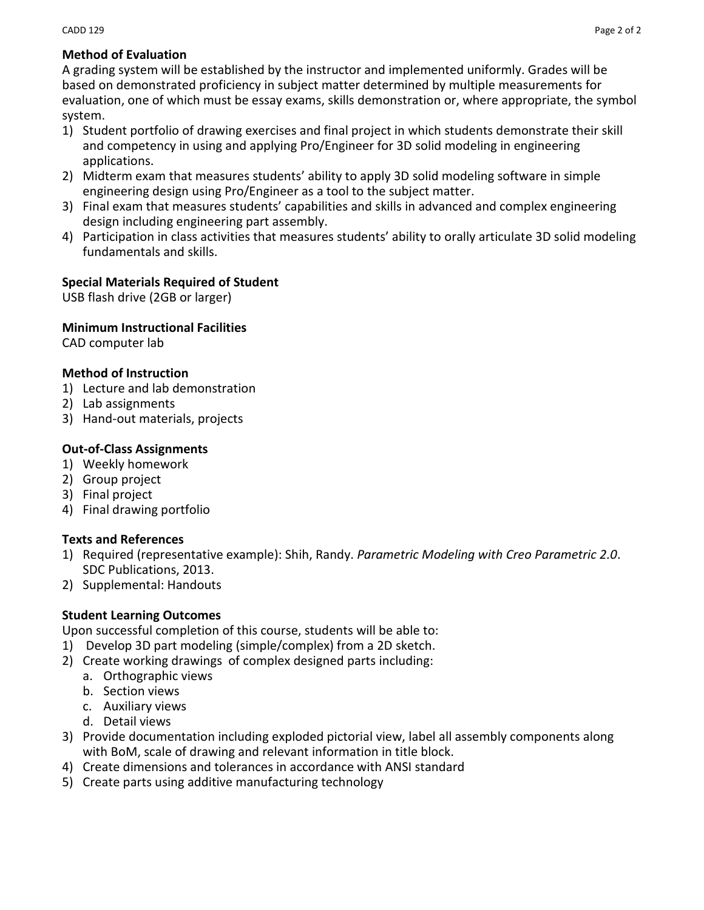**Method of Evaluation**

A grading system will be established by the instructor and implemented uniformly. Grades will be based on demonstrated proficiency in subject matter determined by multiple measurements for evaluation, one of which must be essay exams, skills demonstration or, where appropriate, the symbol system.

1) Student portfolio of drawing exercises and final project in which students demonstrate their skill and competency in using and applying Pro/Engineer for 3D solid modeling in engineering applications.
2) Midterm exam that measures students' ability to apply 3D solid modeling software in simple engineering design using Pro/Engineer as a tool to the subject matter.
3) Final exam that measures students' capabilities and skills in advanced and complex engineering design including engineering part assembly.
4) Participation in class activities that measures students' ability to orally articulate 3D solid modeling fundamentals and skills.

**Special Materials Required of Student**

USB flash drive (2GB or larger)

**Minimum Instructional Facilities**

CAD computer lab

**Method of Instruction**

1) Lecture and lab demonstration
2) Lab assignments
3) Hand-out materials, projects

**Out-of-Class Assignments**

1) Weekly homework
2) Group project
3) Final project
4) Final drawing portfolio

**Texts and References**

1) Required (representative example): Shih, Randy. *Parametric Modeling with Creo Parametric 2.0*. SDC Publications, 2013.
2) Supplemental: Handouts

**Student Learning Outcomes**

Upon successful completion of this course, students will be able to:

1) Develop 3D part modeling (simple/complex) from a 2D sketch.
2) Create working drawings of complex designed parts including:
   a. Orthographic views
   b. Section views
   c. Auxiliary views
   d. Detail views
3) Provide documentation including exploded pictorial view, label all assembly components along with BoM, scale of drawing and relevant information in title block.
4) Create dimensions and tolerances in accordance with ANSI standard
5) Create parts using additive manufacturing technology